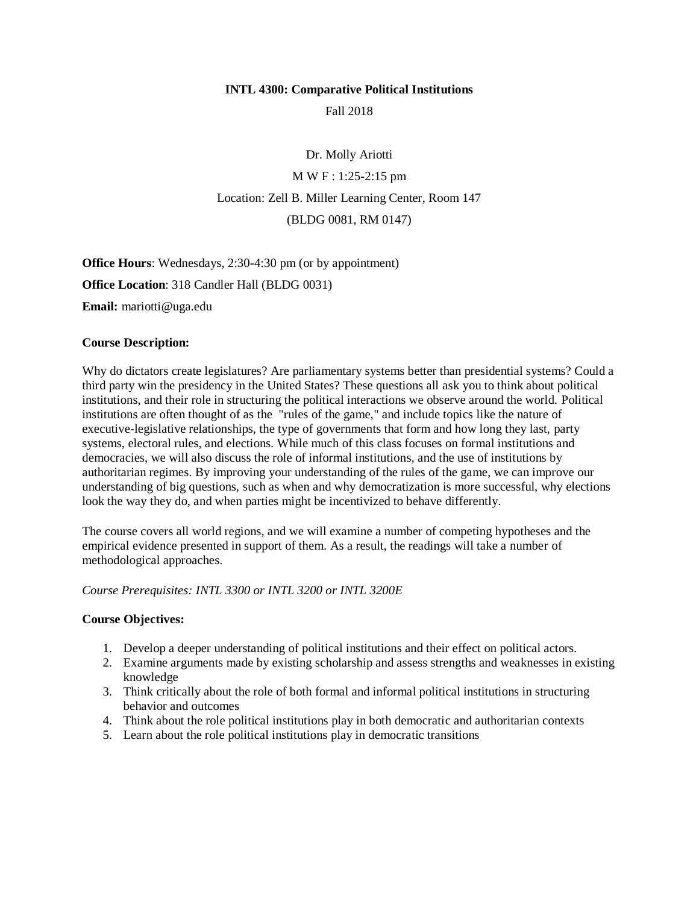# INTL 4300: Comparative Political Institutions

Fall 2018

Dr. Molly Ariotti

M W F : 1:25-2:15 pm

Location: Zell B. Miller Learning Center, Room 147

(BLDG 0081, RM 0147)

**Office Hours**: Wednesdays, 2:30-4:30 pm (or by appointment)

**Office Location**: 318 Candler Hall (BLDG 0031)

**Email:** mariotti@uga.edu

**Course Description:**

Why do dictators create legislatures? Are parliamentary systems better than presidential systems? Could a third party win the presidency in the United States? These questions all ask you to think about political institutions, and their role in structuring the political interactions we observe around the world. Political institutions are often thought of as the "rules of the game," and include topics like the nature of executive-legislative relationships, the type of governments that form and how long they last, party systems, electoral rules, and elections. While much of this class focuses on formal institutions and democracies, we will also discuss the role of informal institutions, and the use of institutions by authoritarian regimes. By improving your understanding of the rules of the game, we can improve our understanding of big questions, such as when and why democratization is more successful, why elections look the way they do, and when parties might be incentivized to behave differently.

The course covers all world regions, and we will examine a number of competing hypotheses and the empirical evidence presented in support of them. As a result, the readings will take a number of methodological approaches.

*Course Prerequisites: INTL 3300 or INTL 3200 or INTL 3200E*

**Course Objectives:**

1. Develop a deeper understanding of political institutions and their effect on political actors.
2. Examine arguments made by existing scholarship and assess strengths and weaknesses in existing knowledge
3. Think critically about the role of both formal and informal political institutions in structuring behavior and outcomes
4. Think about the role political institutions play in both democratic and authoritarian contexts
5. Learn about the role political institutions play in democratic transitions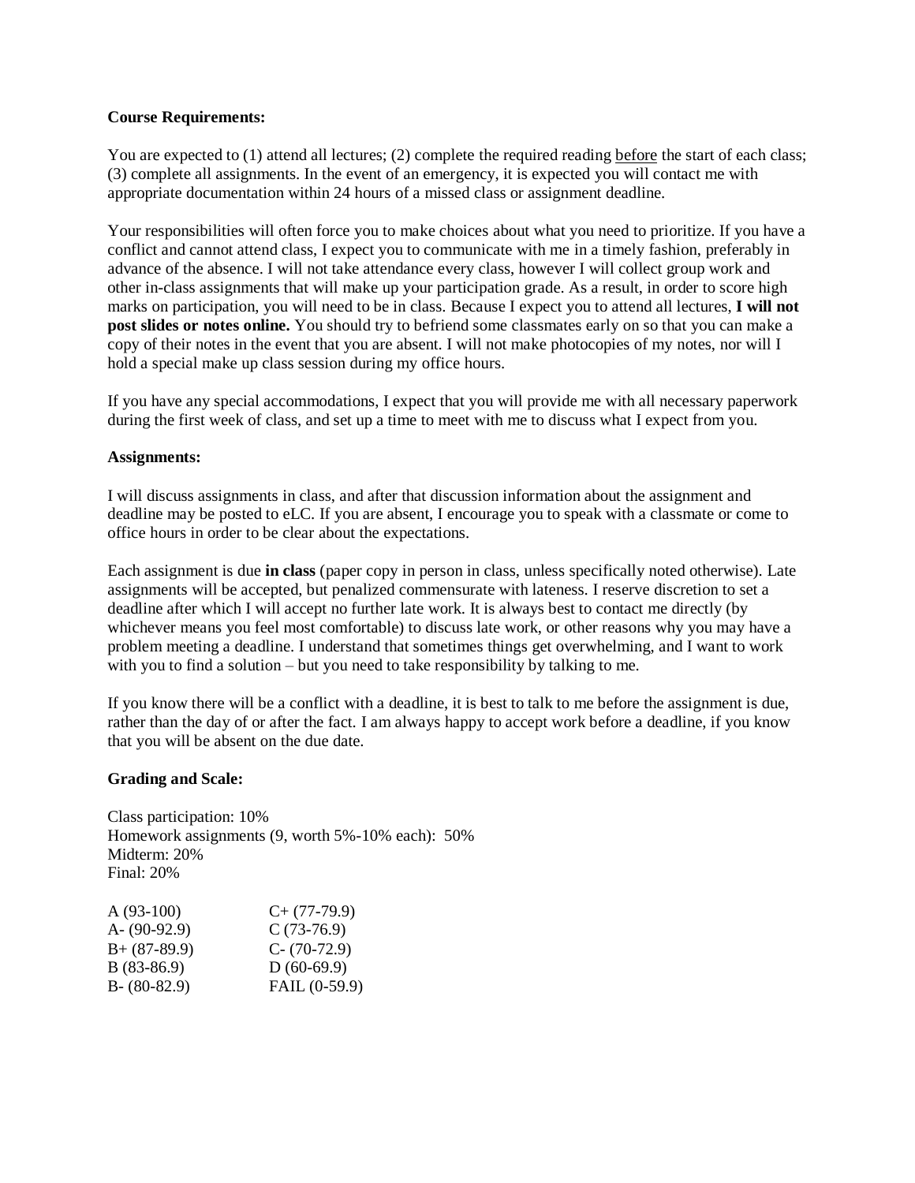**Course Requirements:**

You are expected to (1) attend all lectures; (2) complete the required reading <u>before</u> the start of each class; (3) complete all assignments. In the event of an emergency, it is expected you will contact me with appropriate documentation within 24 hours of a missed class or assignment deadline.

Your responsibilities will often force you to make choices about what you need to prioritize. If you have a conflict and cannot attend class, I expect you to communicate with me in a timely fashion, preferably in advance of the absence. I will not take attendance every class, however I will collect group work and other in-class assignments that will make up your participation grade. As a result, in order to score high marks on participation, you will need to be in class. Because I expect you to attend all lectures, **I will not post slides or notes online.** You should try to befriend some classmates early on so that you can make a copy of their notes in the event that you are absent. I will not make photocopies of my notes, nor will I hold a special make up class session during my office hours.

If you have any special accommodations, I expect that you will provide me with all necessary paperwork during the first week of class, and set up a time to meet with me to discuss what I expect from you.

**Assignments:**

I will discuss assignments in class, and after that discussion information about the assignment and deadline may be posted to eLC. If you are absent, I encourage you to speak with a classmate or come to office hours in order to be clear about the expectations.

Each assignment is due **in class** (paper copy in person in class, unless specifically noted otherwise). Late assignments will be accepted, but penalized commensurate with lateness. I reserve discretion to set a deadline after which I will accept no further late work. It is always best to contact me directly (by whichever means you feel most comfortable) to discuss late work, or other reasons why you may have a problem meeting a deadline. I understand that sometimes things get overwhelming, and I want to work with you to find a solution – but you need to take responsibility by talking to me.

If you know there will be a conflict with a deadline, it is best to talk to me before the assignment is due, rather than the day of or after the fact. I am always happy to accept work before a deadline, if you know that you will be absent on the due date.

**Grading and Scale:**

Class participation: 10%
Homework assignments (9, worth 5%-10% each): 50%
Midterm: 20%
Final: 20%

| | |
|---|---|
| A (93-100) | C+ (77-79.9) |
| A- (90-92.9) | C (73-76.9) |
| B+ (87-89.9) | C- (70-72.9) |
| B (83-86.9) | D (60-69.9) |
| B- (80-82.9) | FAIL (0-59.9) |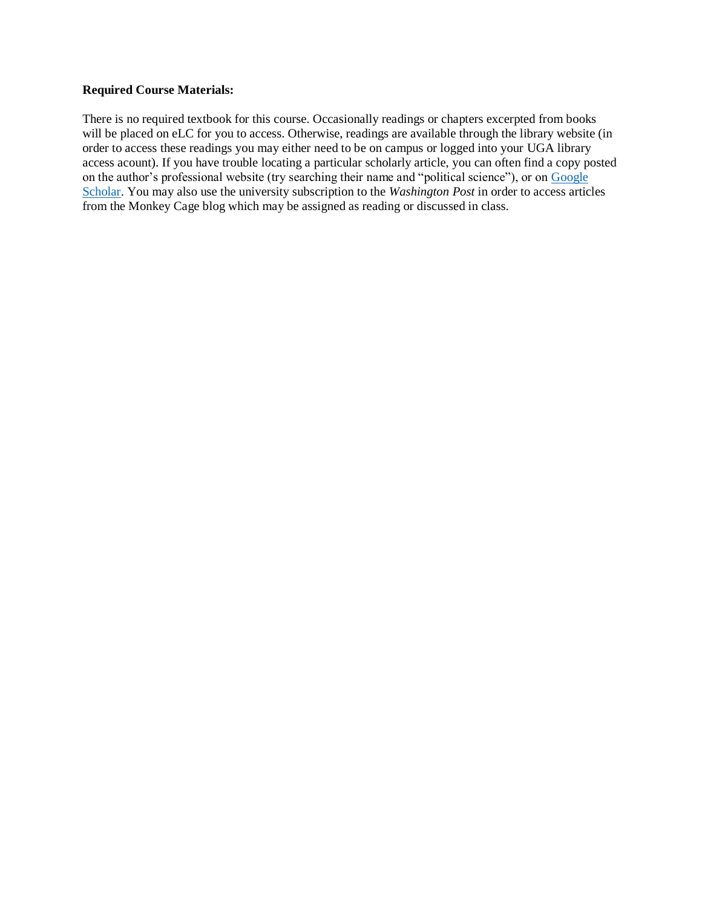**Required Course Materials:**

There is no required textbook for this course. Occasionally readings or chapters excerpted from books will be placed on eLC for you to access. Otherwise, readings are available through the library website (in order to access these readings you may either need to be on campus or logged into your UGA library access acount). If you have trouble locating a particular scholarly article, you can often find a copy posted on the author's professional website (try searching their name and "political science"), or on Google Scholar. You may also use the university subscription to the *Washington Post* in order to access articles from the Monkey Cage blog which may be assigned as reading or discussed in class.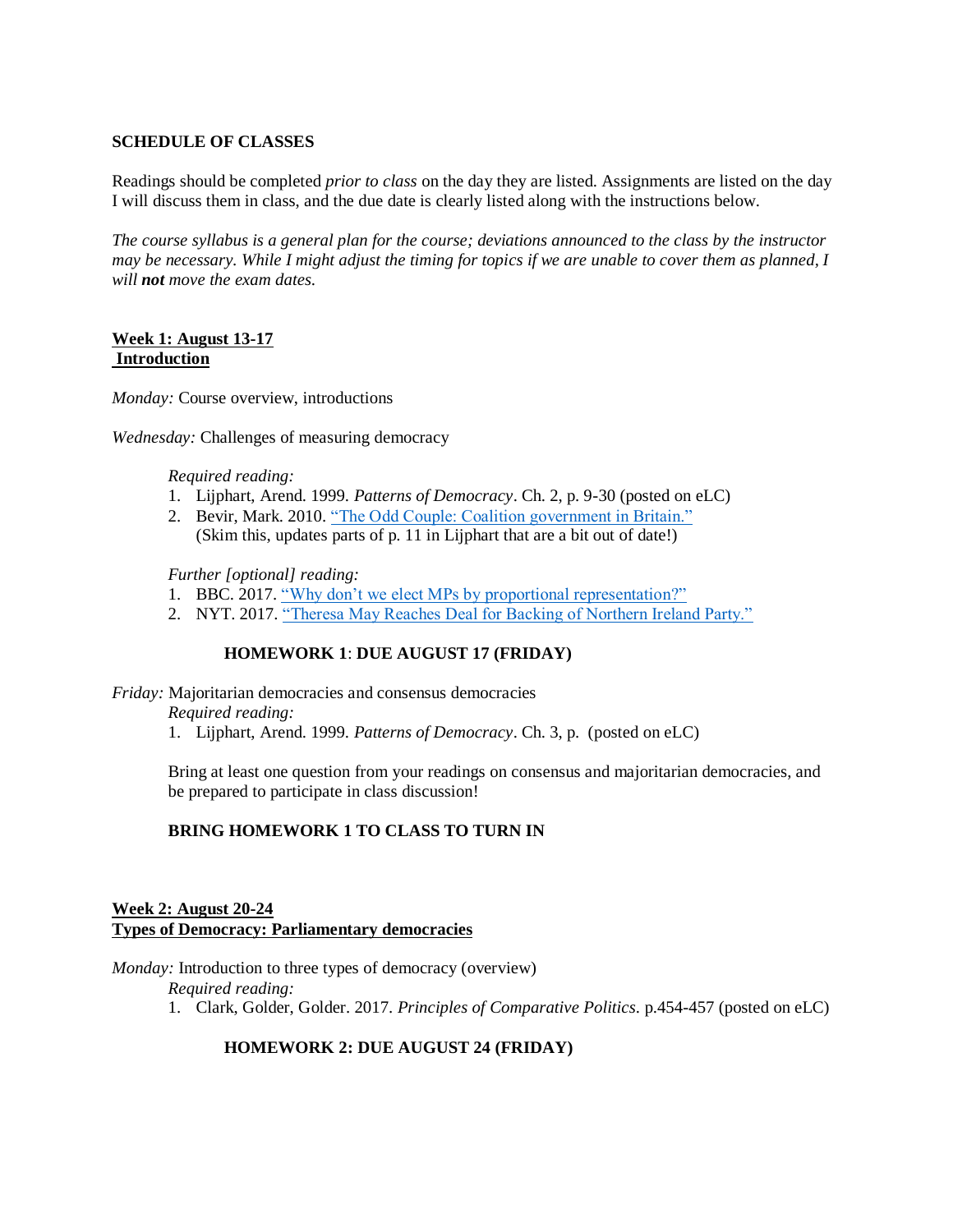**SCHEDULE OF CLASSES**

Readings should be completed *prior to class* on the day they are listed. Assignments are listed on the day I will discuss them in class, and the due date is clearly listed along with the instructions below.

*The course syllabus is a general plan for the course; deviations announced to the class by the instructor may be necessary. While I might adjust the timing for topics if we are unable to cover them as planned, I will **not** move the exam dates.*

**Week 1: August 13-17**
**Introduction**

*Monday:* Course overview, introductions

*Wednesday:* Challenges of measuring democracy

*Required reading:*

1. Lijphart, Arend. 1999. *Patterns of Democracy*. Ch. 2, p. 9-30 (posted on eLC)
2. Bevir, Mark. 2010. "The Odd Couple: Coalition government in Britain." (Skim this, updates parts of p. 11 in Lijphart that are a bit out of date!)

*Further [optional] reading:*

1. BBC. 2017. "Why don't we elect MPs by proportional representation?"
2. NYT. 2017. "Theresa May Reaches Deal for Backing of Northern Ireland Party."

**HOMEWORK 1**: **DUE AUGUST 17 (FRIDAY)**

*Friday:* Majoritarian democracies and consensus democracies

*Required reading:*

1. Lijphart, Arend. 1999. *Patterns of Democracy*. Ch. 3, p. (posted on eLC)

Bring at least one question from your readings on consensus and majoritarian democracies, and be prepared to participate in class discussion!

**BRING HOMEWORK 1 TO CLASS TO TURN IN**

**Week 2: August 20-24**
**Types of Democracy: Parliamentary democracies**

*Monday:* Introduction to three types of democracy (overview)

*Required reading:*

1. Clark, Golder, Golder. 2017. *Principles of Comparative Politics.* p.454-457 (posted on eLC)

**HOMEWORK 2: DUE AUGUST 24 (FRIDAY)**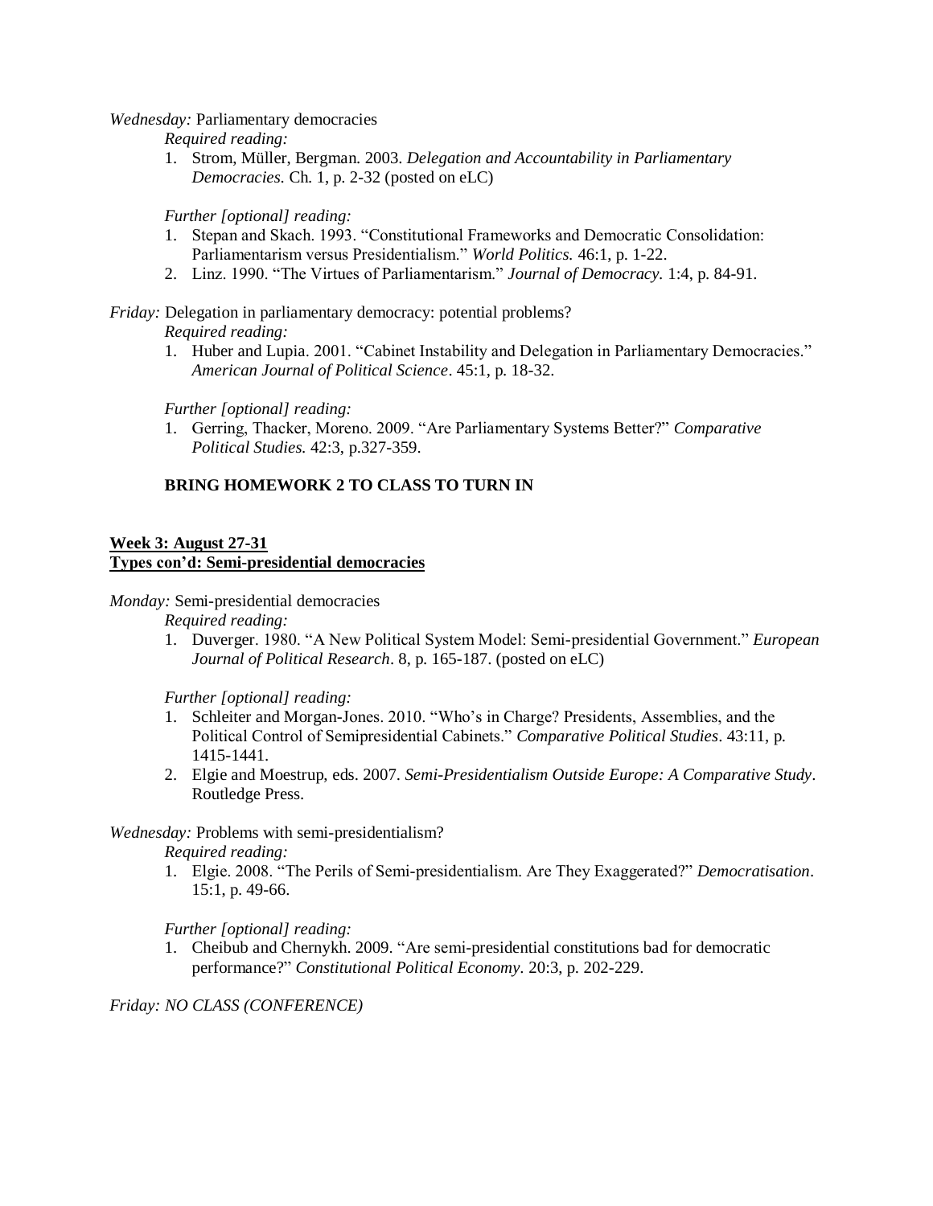*Wednesday:* Parliamentary democracies

*Required reading:*

1. Strom, Müller, Bergman. 2003. *Delegation and Accountability in Parliamentary Democracies*. Ch. 1, p. 2-32 (posted on eLC)

*Further [optional] reading:*

1. Stepan and Skach. 1993. "Constitutional Frameworks and Democratic Consolidation: Parliamentarism versus Presidentialism." *World Politics*. 46:1, p. 1-22.
2. Linz. 1990. "The Virtues of Parliamentarism." *Journal of Democracy*. 1:4, p. 84-91.

*Friday:* Delegation in parliamentary democracy: potential problems?

*Required reading:*

1. Huber and Lupia. 2001. "Cabinet Instability and Delegation in Parliamentary Democracies." *American Journal of Political Science*. 45:1, p. 18-32.

*Further [optional] reading:*

1. Gerring, Thacker, Moreno. 2009. "Are Parliamentary Systems Better?" *Comparative Political Studies*. 42:3, p.327-359.

**BRING HOMEWORK 2 TO CLASS TO TURN IN**

**<u>Week 3: August 27-31</u>**
**<u>Types con'd: Semi-presidential democracies</u>**

*Monday:* Semi-presidential democracies

*Required reading:*

1. Duverger. 1980. "A New Political System Model: Semi-presidential Government." *European Journal of Political Research*. 8, p. 165-187. (posted on eLC)

*Further [optional] reading:*

1. Schleiter and Morgan-Jones. 2010. "Who's in Charge? Presidents, Assemblies, and the Political Control of Semipresidential Cabinets." *Comparative Political Studies*. 43:11, p. 1415-1441.
2. Elgie and Moestrup, eds. 2007. *Semi-Presidentialism Outside Europe: A Comparative Study*. Routledge Press.

*Wednesday:* Problems with semi-presidentialism?

*Required reading:*

1. Elgie. 2008. "The Perils of Semi-presidentialism. Are They Exaggerated?" *Democratisation*. 15:1, p. 49-66.

*Further [optional] reading:*

1. Cheibub and Chernykh. 2009. "Are semi-presidential constitutions bad for democratic performance?" *Constitutional Political Economy*. 20:3, p. 202-229.

*Friday: NO CLASS (CONFERENCE)*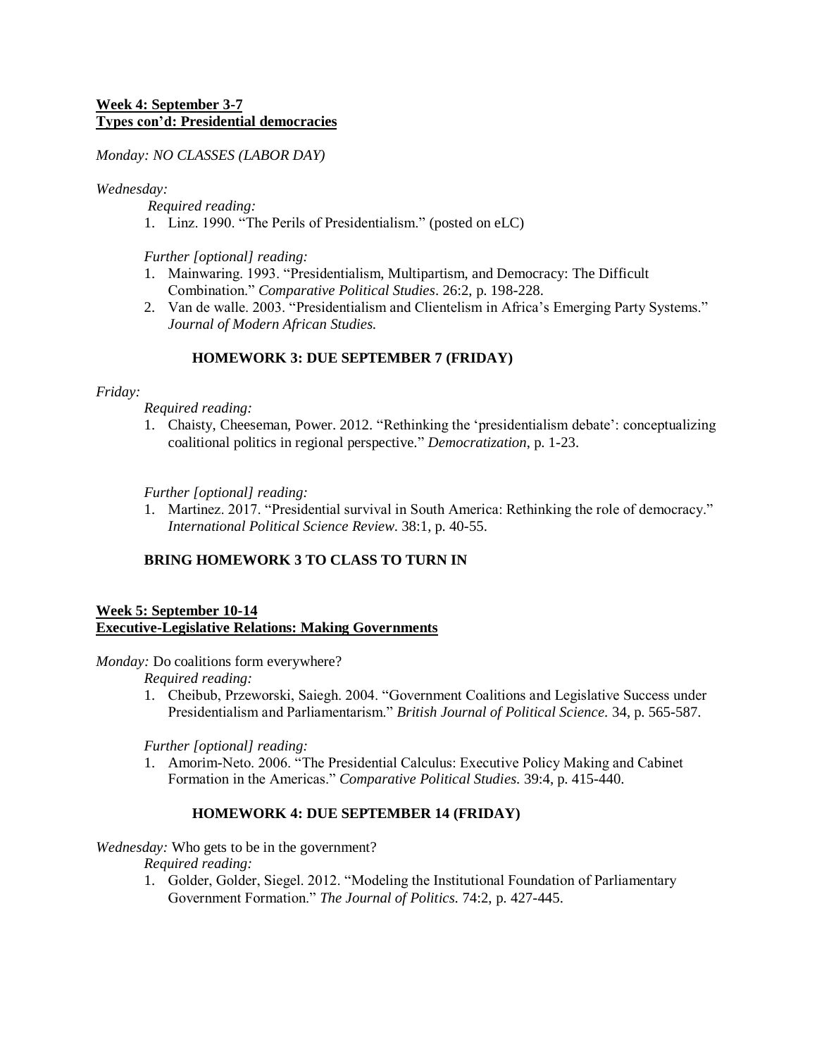**Week 4: September 3-7**
**Types con'd: Presidential democracies**

*Monday: NO CLASSES (LABOR DAY)*

*Wednesday:*

*Required reading:*

1. Linz. 1990. "The Perils of Presidentialism." (posted on eLC)

*Further [optional] reading:*

1. Mainwaring. 1993. "Presidentialism, Multipartism, and Democracy: The Difficult Combination." *Comparative Political Studies*. 26:2, p. 198-228.
2. Van de walle. 2003. "Presidentialism and Clientelism in Africa's Emerging Party Systems." *Journal of Modern African Studies.*

**HOMEWORK 3: DUE SEPTEMBER 7 (FRIDAY)**

*Friday:*

*Required reading:*

1. Chaisty, Cheeseman, Power. 2012. "Rethinking the 'presidentialism debate': conceptualizing coalitional politics in regional perspective." *Democratization*, p. 1-23.

*Further [optional] reading:*

1. Martinez. 2017. "Presidential survival in South America: Rethinking the role of democracy." *International Political Science Review.* 38:1, p. 40-55.

**BRING HOMEWORK 3 TO CLASS TO TURN IN**

**Week 5: September 10-14**
**Executive-Legislative Relations: Making Governments**

*Monday:* Do coalitions form everywhere?

*Required reading:*

1. Cheibub, Przeworski, Saiegh. 2004. "Government Coalitions and Legislative Success under Presidentialism and Parliamentarism." *British Journal of Political Science.* 34, p. 565-587.

*Further [optional] reading:*

1. Amorim-Neto. 2006. "The Presidential Calculus: Executive Policy Making and Cabinet Formation in the Americas." *Comparative Political Studies.* 39:4, p. 415-440.

**HOMEWORK 4: DUE SEPTEMBER 14 (FRIDAY)**

*Wednesday:* Who gets to be in the government?

*Required reading:*

1. Golder, Golder, Siegel. 2012. "Modeling the Institutional Foundation of Parliamentary Government Formation." *The Journal of Politics.* 74:2, p. 427-445.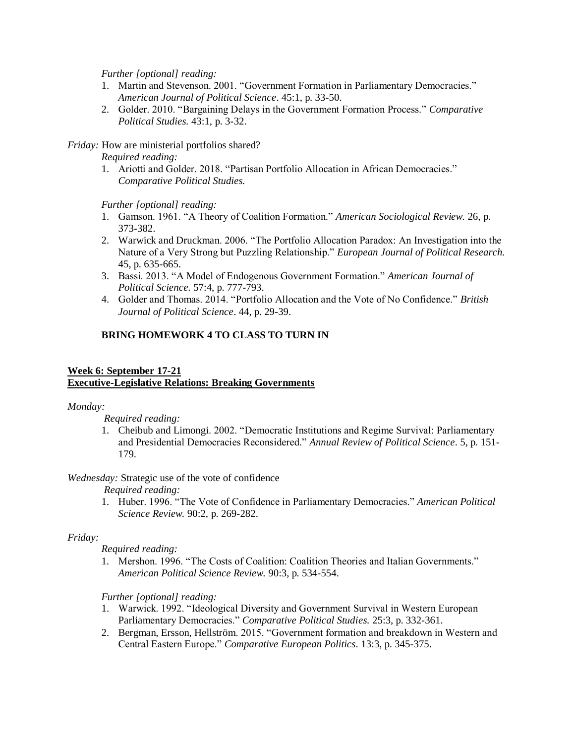*Further [optional] reading:*

1. Martin and Stevenson. 2001. "Government Formation in Parliamentary Democracies." *American Journal of Political Science*. 45:1, p. 33-50.
2. Golder. 2010. "Bargaining Delays in the Government Formation Process." *Comparative Political Studies.* 43:1, p. 3-32.

*Friday:* How are ministerial portfolios shared?

*Required reading:*

1. Ariotti and Golder. 2018. "Partisan Portfolio Allocation in African Democracies." *Comparative Political Studies.*

*Further [optional] reading:*

1. Gamson. 1961. "A Theory of Coalition Formation." *American Sociological Review.* 26, p. 373-382.
2. Warwick and Druckman. 2006. "The Portfolio Allocation Paradox: An Investigation into the Nature of a Very Strong but Puzzling Relationship." *European Journal of Political Research.* 45, p. 635-665.
3. Bassi. 2013. "A Model of Endogenous Government Formation." *American Journal of Political Science.* 57:4, p. 777-793.
4. Golder and Thomas. 2014. "Portfolio Allocation and the Vote of No Confidence." *British Journal of Political Science*. 44, p. 29-39.

**BRING HOMEWORK 4 TO CLASS TO TURN IN**

**Week 6: September 17-21**
**Executive-Legislative Relations: Breaking Governments**

*Monday:*

*Required reading:*

1. Cheibub and Limongi. 2002. "Democratic Institutions and Regime Survival: Parliamentary and Presidential Democracies Reconsidered." *Annual Review of Political Science*. 5, p. 151-179.

*Wednesday:* Strategic use of the vote of confidence

*Required reading:*

1. Huber. 1996. "The Vote of Confidence in Parliamentary Democracies." *American Political Science Review.* 90:2, p. 269-282.

*Friday:*

*Required reading:*

1. Mershon. 1996. "The Costs of Coalition: Coalition Theories and Italian Governments." *American Political Science Review.* 90:3, p. 534-554.

*Further [optional] reading:*

1. Warwick. 1992. "Ideological Diversity and Government Survival in Western European Parliamentary Democracies." *Comparative Political Studies.* 25:3, p. 332-361.
2. Bergman, Ersson, Hellström. 2015. "Government formation and breakdown in Western and Central Eastern Europe." *Comparative European Politics*. 13:3, p. 345-375.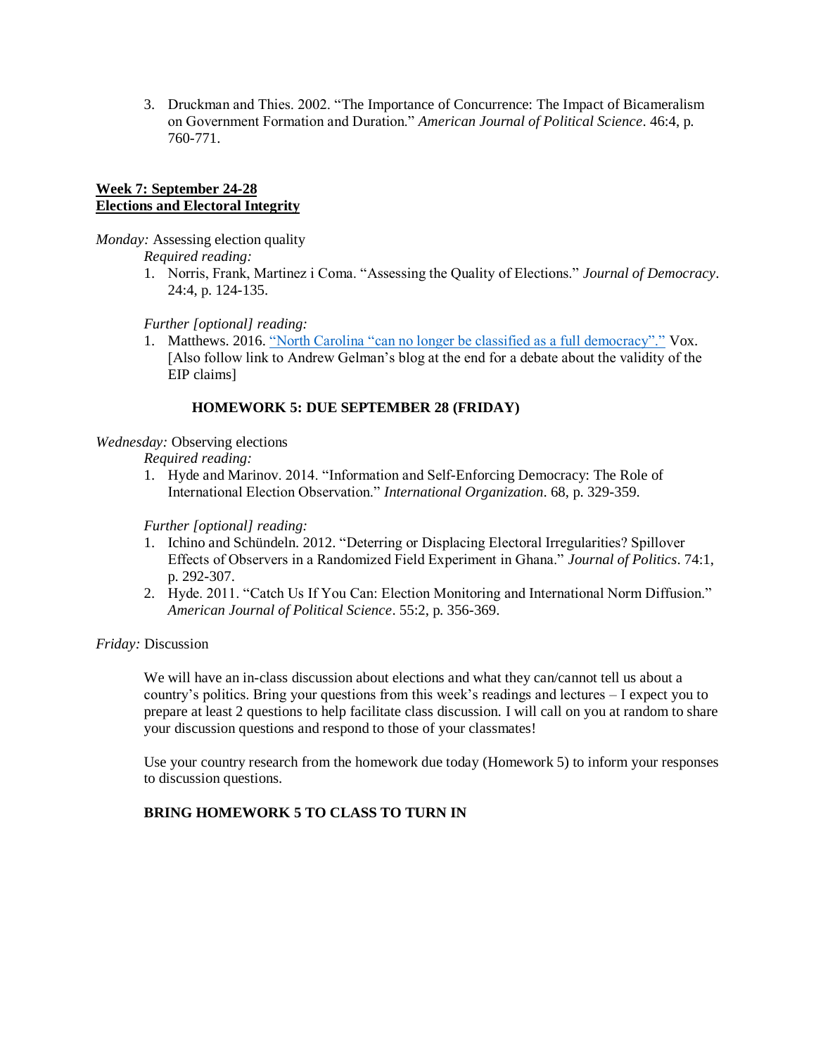3. Druckman and Thies. 2002. “The Importance of Concurrence: The Impact of Bicameralism on Government Formation and Duration.” *American Journal of Political Science*. 46:4, p. 760-771.

**Week 7: September 24-28**
**Elections and Electoral Integrity**

*Monday:* Assessing election quality

*Required reading:*

1. Norris, Frank, Martinez i Coma. “Assessing the Quality of Elections.” *Journal of Democracy*. 24:4, p. 124-135.

*Further [optional] reading:*

1. Matthews. 2016. “North Carolina “can no longer be classified as a full democracy”.” Vox. [Also follow link to Andrew Gelman’s blog at the end for a debate about the validity of the EIP claims]

**HOMEWORK 5: DUE SEPTEMBER 28 (FRIDAY)**

*Wednesday:* Observing elections

*Required reading:*

1. Hyde and Marinov. 2014. “Information and Self-Enforcing Democracy: The Role of International Election Observation.” *International Organization*. 68, p. 329-359.

*Further [optional] reading:*

1. Ichino and Schündeln. 2012. “Deterring or Displacing Electoral Irregularities? Spillover Effects of Observers in a Randomized Field Experiment in Ghana.” *Journal of Politics*. 74:1, p. 292-307.
2. Hyde. 2011. “Catch Us If You Can: Election Monitoring and International Norm Diffusion.” *American Journal of Political Science*. 55:2, p. 356-369.

*Friday:* Discussion

We will have an in-class discussion about elections and what they can/cannot tell us about a country’s politics. Bring your questions from this week’s readings and lectures – I expect you to prepare at least 2 questions to help facilitate class discussion. I will call on you at random to share your discussion questions and respond to those of your classmates!

Use your country research from the homework due today (Homework 5) to inform your responses to discussion questions.

**BRING HOMEWORK 5 TO CLASS TO TURN IN**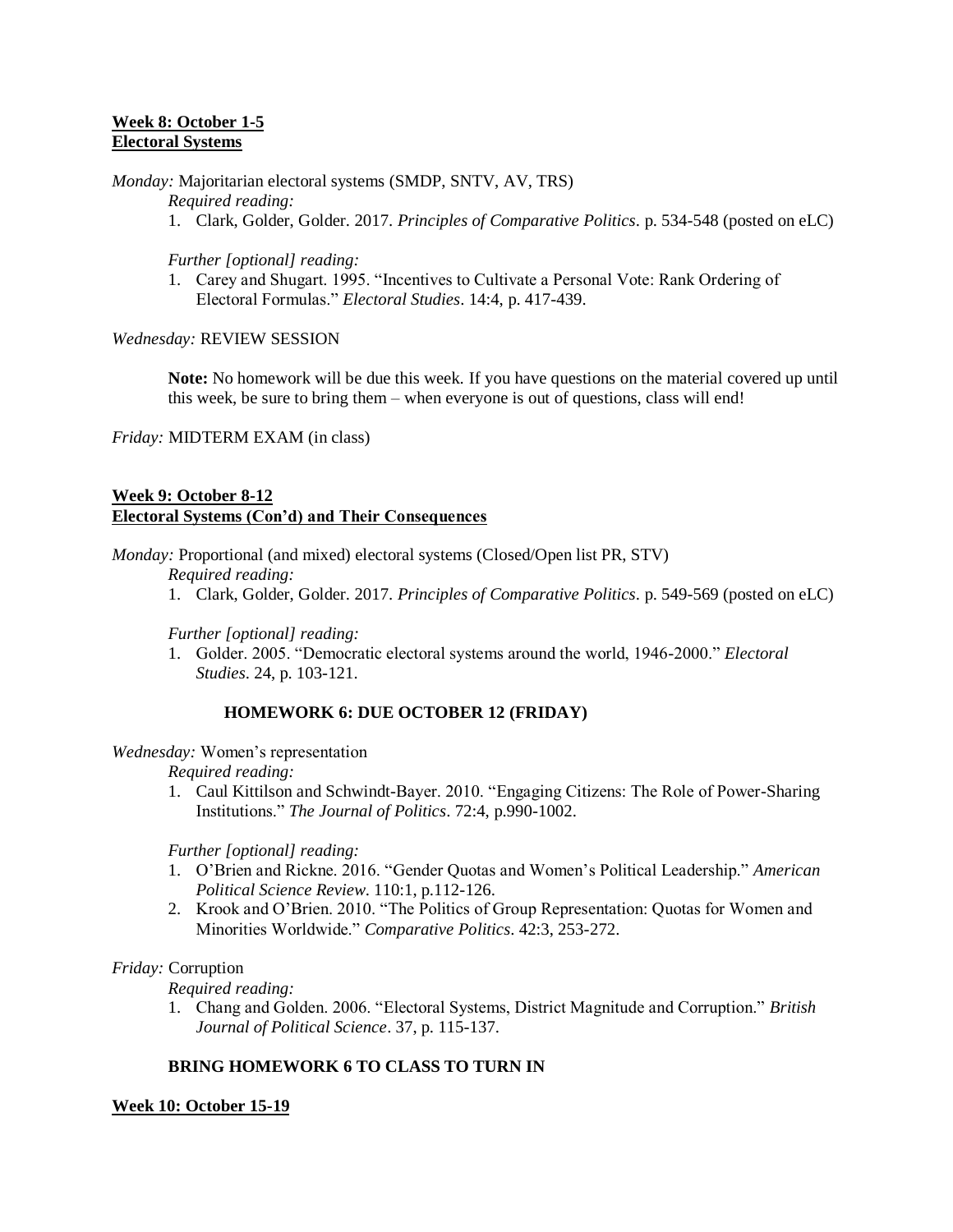**Week 8: October 1-5**
**Electoral Systems**

*Monday:* Majoritarian electoral systems (SMDP, SNTV, AV, TRS)

*Required reading:*

1. Clark, Golder, Golder. 2017. *Principles of Comparative Politics*. p. 534-548 (posted on eLC)

*Further [optional] reading:*

1. Carey and Shugart. 1995. "Incentives to Cultivate a Personal Vote: Rank Ordering of Electoral Formulas." *Electoral Studies*. 14:4, p. 417-439.

*Wednesday:* REVIEW SESSION

**Note:** No homework will be due this week. If you have questions on the material covered up until this week, be sure to bring them – when everyone is out of questions, class will end!

*Friday:* MIDTERM EXAM (in class)

**Week 9: October 8-12**
**Electoral Systems (Con'd) and Their Consequences**

*Monday:* Proportional (and mixed) electoral systems (Closed/Open list PR, STV)

*Required reading:*

1. Clark, Golder, Golder. 2017. *Principles of Comparative Politics*. p. 549-569 (posted on eLC)

*Further [optional] reading:*

1. Golder. 2005. "Democratic electoral systems around the world, 1946-2000." *Electoral Studies*. 24, p. 103-121.

**HOMEWORK 6: DUE OCTOBER 12 (FRIDAY)**

*Wednesday:* Women's representation

*Required reading:*

1. Caul Kittilson and Schwindt-Bayer. 2010. "Engaging Citizens: The Role of Power-Sharing Institutions." *The Journal of Politics*. 72:4, p.990-1002.

*Further [optional] reading:*

1. O'Brien and Rickne. 2016. "Gender Quotas and Women's Political Leadership." *American Political Science Review*. 110:1, p.112-126.
2. Krook and O'Brien. 2010. "The Politics of Group Representation: Quotas for Women and Minorities Worldwide." *Comparative Politics*. 42:3, 253-272.

*Friday:* Corruption

*Required reading:*

1. Chang and Golden. 2006. "Electoral Systems, District Magnitude and Corruption." *British Journal of Political Science*. 37, p. 115-137.

**BRING HOMEWORK 6 TO CLASS TO TURN IN**

**Week 10: October 15-19**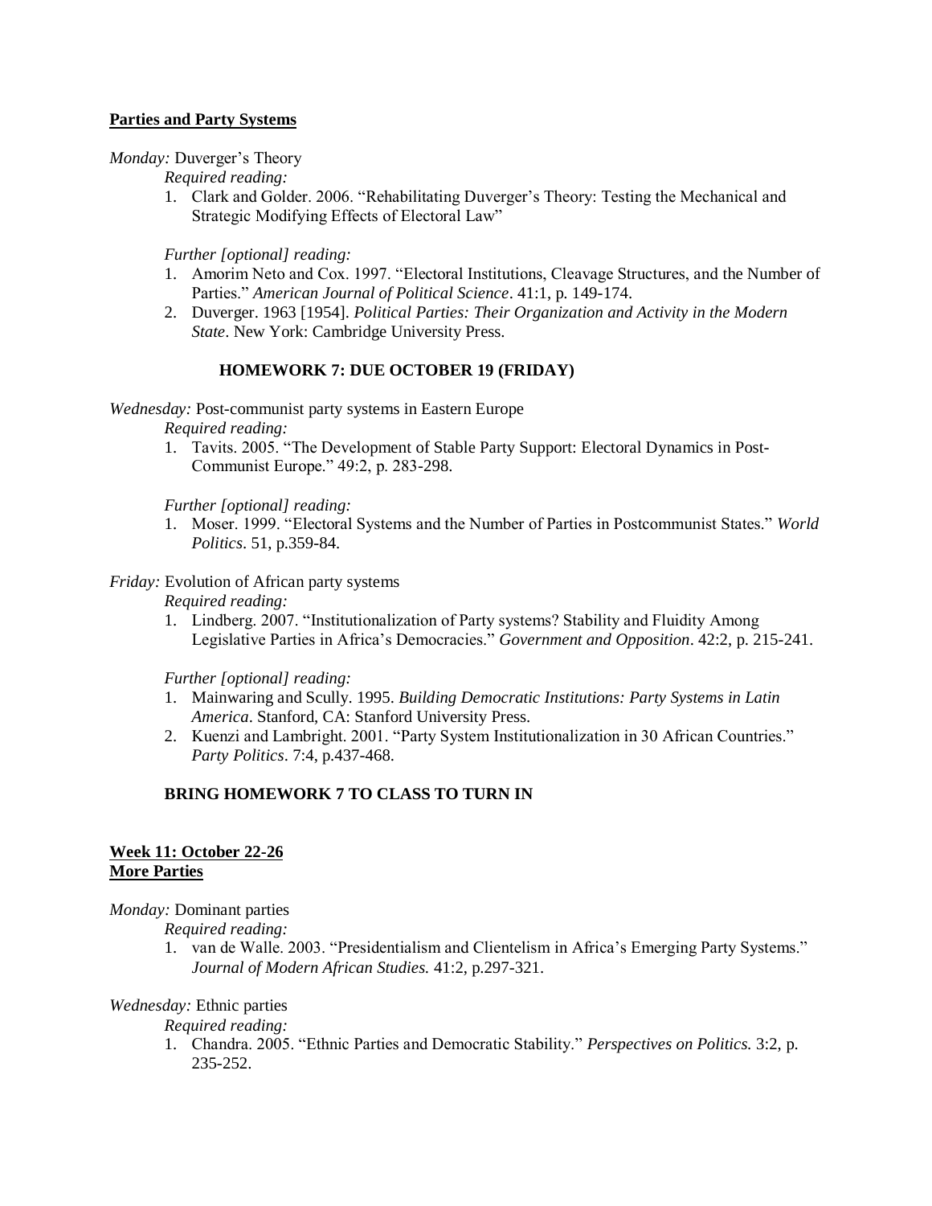**Parties and Party Systems**

*Monday:* Duverger's Theory

*Required reading:*

1. Clark and Golder. 2006. "Rehabilitating Duverger's Theory: Testing the Mechanical and Strategic Modifying Effects of Electoral Law"

*Further [optional] reading:*

1. Amorim Neto and Cox. 1997. "Electoral Institutions, Cleavage Structures, and the Number of Parties." *American Journal of Political Science*. 41:1, p. 149-174.
2. Duverger. 1963 [1954]. *Political Parties: Their Organization and Activity in the Modern State*. New York: Cambridge University Press.

**HOMEWORK 7: DUE OCTOBER 19 (FRIDAY)**

*Wednesday:* Post-communist party systems in Eastern Europe

*Required reading:*

1. Tavits. 2005. "The Development of Stable Party Support: Electoral Dynamics in Post-Communist Europe." 49:2, p. 283-298.

*Further [optional] reading:*

1. Moser. 1999. "Electoral Systems and the Number of Parties in Postcommunist States." *World Politics*. 51, p.359-84.

*Friday:* Evolution of African party systems

*Required reading:*

1. Lindberg. 2007. "Institutionalization of Party systems? Stability and Fluidity Among Legislative Parties in Africa's Democracies." *Government and Opposition*. 42:2, p. 215-241.

*Further [optional] reading:*

1. Mainwaring and Scully. 1995. *Building Democratic Institutions: Party Systems in Latin America*. Stanford, CA: Stanford University Press.
2. Kuenzi and Lambright. 2001. "Party System Institutionalization in 30 African Countries." *Party Politics*. 7:4, p.437-468.

**BRING HOMEWORK 7 TO CLASS TO TURN IN**

**Week 11: October 22-26**
**More Parties**

*Monday:* Dominant parties

*Required reading:*

1. van de Walle. 2003. "Presidentialism and Clientelism in Africa's Emerging Party Systems." *Journal of Modern African Studies.* 41:2, p.297-321.

*Wednesday:* Ethnic parties

*Required reading:*

1. Chandra. 2005. "Ethnic Parties and Democratic Stability." *Perspectives on Politics.* 3:2, p. 235-252.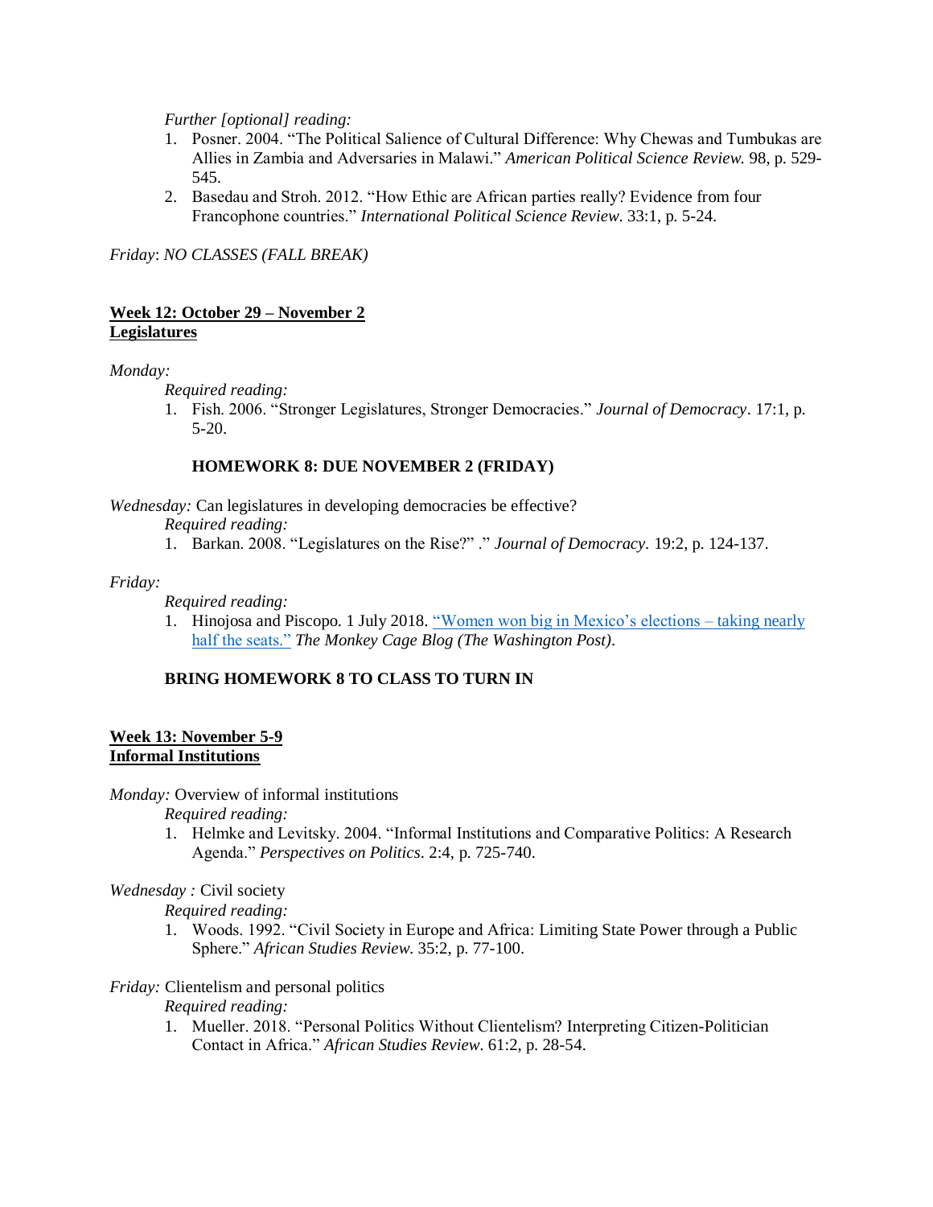*Further [optional] reading:*

1. Posner. 2004. "The Political Salience of Cultural Difference: Why Chewas and Tumbukas are Allies in Zambia and Adversaries in Malawi." *American Political Science Review.* 98, p. 529-545.
2. Basedau and Stroh. 2012. "How Ethic are African parties really? Evidence from four Francophone countries." *International Political Science Review.* 33:1, p. 5-24.

*Friday*: *NO CLASSES (FALL BREAK)*

**Week 12: October 29 – November 2**
**Legislatures**

*Monday:*

*Required reading:*

1. Fish. 2006. "Stronger Legislatures, Stronger Democracies." *Journal of Democracy*. 17:1, p. 5-20.

**HOMEWORK 8: DUE NOVEMBER 2 (FRIDAY)**

*Wednesday:* Can legislatures in developing democracies be effective?

*Required reading:*

1. Barkan. 2008. "Legislatures on the Rise?" ." *Journal of Democracy.* 19:2, p. 124-137.

*Friday:*

*Required reading:*

1. Hinojosa and Piscopo. 1 July 2018. "Women won big in Mexico's elections – taking nearly half the seats." *The Monkey Cage Blog (The Washington Post)*.

**BRING HOMEWORK 8 TO CLASS TO TURN IN**

**Week 13: November 5-9**
**Informal Institutions**

*Monday:* Overview of informal institutions

*Required reading:*

1. Helmke and Levitsky. 2004. "Informal Institutions and Comparative Politics: A Research Agenda." *Perspectives on Politics*. 2:4, p. 725-740.

*Wednesday :* Civil society

*Required reading:*

1. Woods. 1992. "Civil Society in Europe and Africa: Limiting State Power through a Public Sphere." *African Studies Review.* 35:2, p. 77-100.

*Friday:* Clientelism and personal politics

*Required reading:*

1. Mueller. 2018. "Personal Politics Without Clientelism? Interpreting Citizen-Politician Contact in Africa." *African Studies Review.* 61:2, p. 28-54.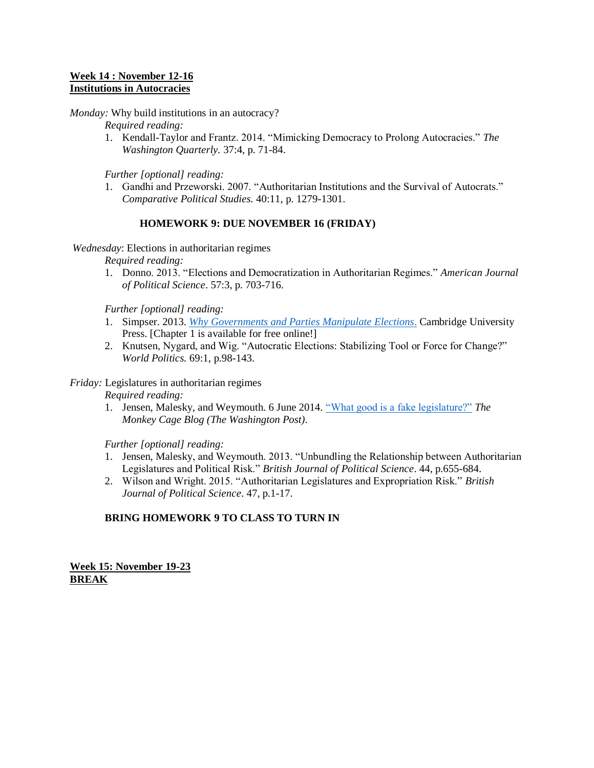**<u>Week 14 : November 12-16</u>**
**<u>Institutions in Autocracies</u>**

*Monday:* Why build institutions in an autocracy?

*Required reading:*

1. Kendall-Taylor and Frantz. 2014. "Mimicking Democracy to Prolong Autocracies." *The Washington Quarterly*. 37:4, p. 71-84.

*Further [optional] reading:*

1. Gandhi and Przeworski. 2007. "Authoritarian Institutions and the Survival of Autocrats." *Comparative Political Studies.* 40:11, p. 1279-1301.

**HOMEWORK 9: DUE NOVEMBER 16 (FRIDAY)**

*Wednesday*: Elections in authoritarian regimes

*Required reading:*

1. Donno. 2013. "Elections and Democratization in Authoritarian Regimes." *American Journal of Political Science*. 57:3, p. 703-716.

*Further [optional] reading:*

1. Simpser. 2013. *Why Governments and Parties Manipulate Elections*. Cambridge University Press. [Chapter 1 is available for free online!]
2. Knutsen, Nygard, and Wig. "Autocratic Elections: Stabilizing Tool or Force for Change?" *World Politics.* 69:1, p.98-143.

*Friday:* Legislatures in authoritarian regimes

*Required reading:*

1. Jensen, Malesky, and Weymouth. 6 June 2014. "What good is a fake legislature?" *The Monkey Cage Blog (The Washington Post)*.

*Further [optional] reading:*

1. Jensen, Malesky, and Weymouth. 2013. "Unbundling the Relationship between Authoritarian Legislatures and Political Risk." *British Journal of Political Science*. 44, p.655-684.
2. Wilson and Wright. 2015. "Authoritarian Legislatures and Expropriation Risk." *British Journal of Political Science*. 47, p.1-17.

**BRING HOMEWORK 9 TO CLASS TO TURN IN**

**<u>Week 15: November 19-23</u>**
**<u>BREAK</u>**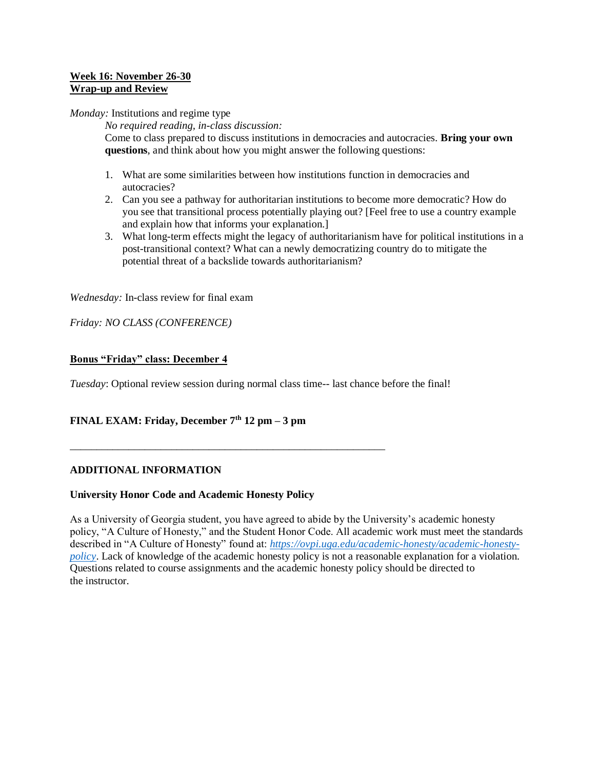**<u>Week 16: November 26-30</u>**
**<u>Wrap-up and Review</u>**

*Monday:* Institutions and regime type

*No required reading, in-class discussion:*

Come to class prepared to discuss institutions in democracies and autocracies. **Bring your own questions**, and think about how you might answer the following questions:

1. What are some similarities between how institutions function in democracies and autocracies?
2. Can you see a pathway for authoritarian institutions to become more democratic? How do you see that transitional process potentially playing out? [Feel free to use a country example and explain how that informs your explanation.]
3. What long-term effects might the legacy of authoritarianism have for political institutions in a post-transitional context? What can a newly democratizing country do to mitigate the potential threat of a backslide towards authoritarianism?

*Wednesday:* In-class review for final exam

*Friday: NO CLASS (CONFERENCE)*

**<u>Bonus "Friday" class: December 4</u>**

*Tuesday*: Optional review session during normal class time-- last chance before the final!

**FINAL EXAM: Friday, December 7th 12 pm – 3 pm**

---

**ADDITIONAL INFORMATION**

**University Honor Code and Academic Honesty Policy**

As a University of Georgia student, you have agreed to abide by the University's academic honesty policy, "A Culture of Honesty," and the Student Honor Code. All academic work must meet the standards described in "A Culture of Honesty" found at: *https://ovpi.uga.edu/academic-honesty/academic-honesty-policy*. Lack of knowledge of the academic honesty policy is not a reasonable explanation for a violation. Questions related to course assignments and the academic honesty policy should be directed to the instructor.